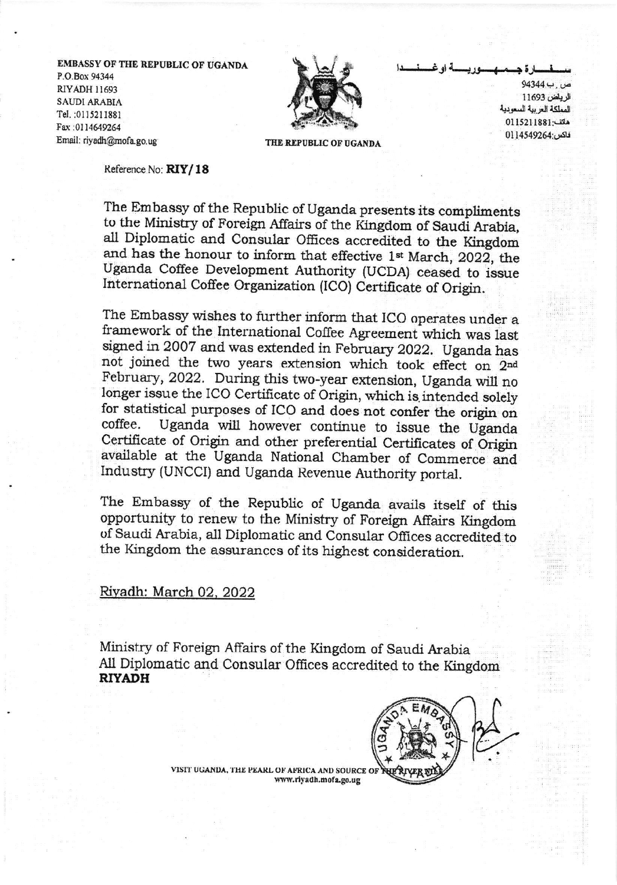**EMBASSY OF THE REPUBLIC OF UGANDA**
P.O.Box 94344
RIYADH 11693
SAUDI ARABIA
Tel. :0115211881
Fax :0114649264
Email: riyadh@mofa.go.ug

**THE REPUBLIC OF UGANDA**

سفارة جمهورية اوغندا
ص. ب 94344
الرياض 11693
المملكة العربية السعودية
هاتف:0115211881
فاكس:0114549264

Reference No: **RIY/18**

The Embassy of the Republic of Uganda presents its compliments to the Ministry of Foreign Affairs of the Kingdom of Saudi Arabia, all Diplomatic and Consular Offices accredited to the Kingdom and has the honour to inform that effective 1st March, 2022, the Uganda Coffee Development Authority (UCDA) ceased to issue International Coffee Organization (ICO) Certificate of Origin.

The Embassy wishes to further inform that ICO operates under a framework of the International Coffee Agreement which was last signed in 2007 and was extended in February 2022. Uganda has not joined the two years extension which took effect on 2nd February, 2022. During this two-year extension, Uganda will no longer issue the ICO Certificate of Origin, which is intended solely for statistical purposes of ICO and does not confer the origin on coffee. Uganda will however continue to issue the Uganda Certificate of Origin and other preferential Certificates of Origin available at the Uganda National Chamber of Commerce and Industry (UNCCI) and Uganda Revenue Authority portal.

The Embassy of the Republic of Uganda avails itself of this opportunity to renew to the Ministry of Foreign Affairs Kingdom of Saudi Arabia, all Diplomatic and Consular Offices accredited to the Kingdom the assurances of its highest consideration.

Riyadh: March 02, 2022

Ministry of Foreign Affairs of the Kingdom of Saudi Arabia
All Diplomatic and Consular Offices accredited to the Kingdom
**RIYADH**

VISIT UGANDA, THE PEARL OF AFRICA AND SOURCE OF THE RIVER NILE
www.riyadh.mofa.go.ug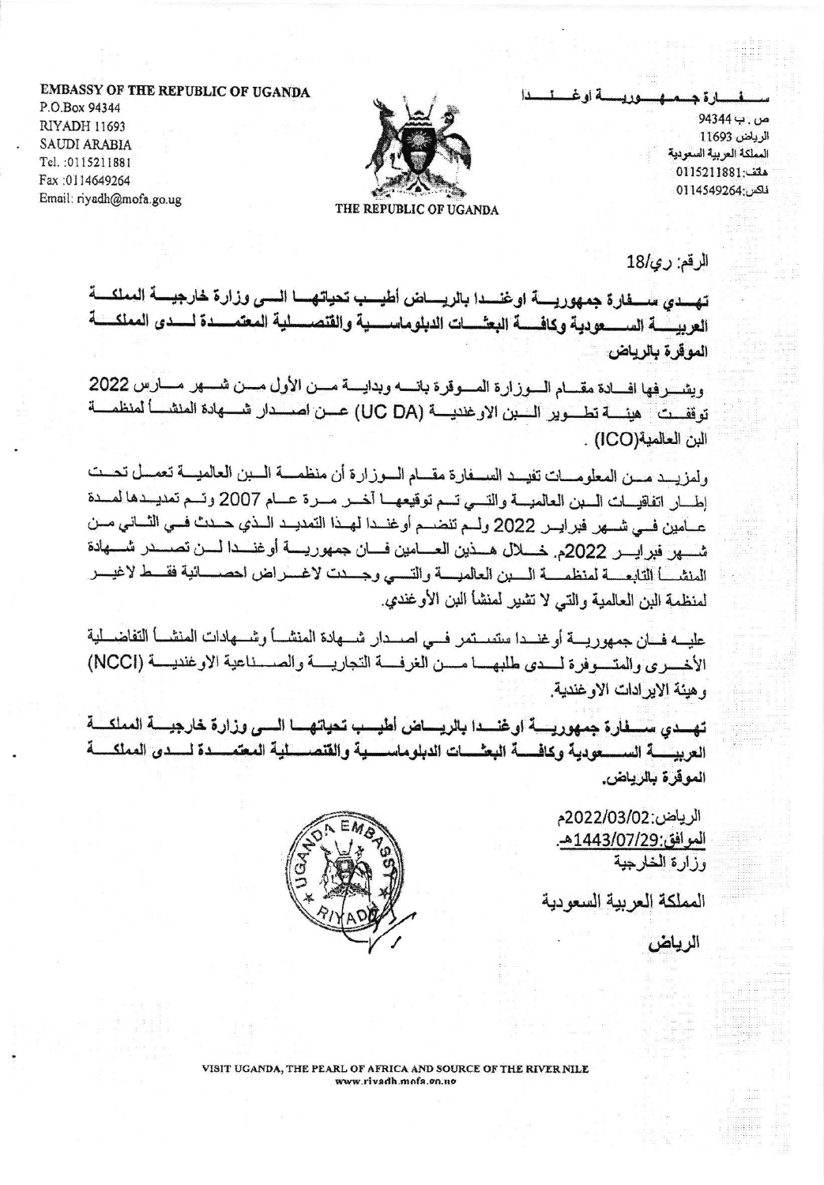**EMBASSY OF THE REPUBLIC OF UGANDA**
P.O.Box 94344
RIYADH 11693
SAUDI ARABIA
Tel. :0115211881
Fax :0114649264
Email: riyadh@mofa.go.ug

**THE REPUBLIC OF UGANDA**

**سفارة جمهورية أوغندا**
ص . ب 94344
الرياض 11693
المملكة العربية السعودية
هاتف:0115211881
فاكس:0114549264

الرقم: ري/18

**تهدي سفارة جمهورية اوغندا بالرياض أطيب تحياتها الى وزارة خارجية المملكة العربية السعودية وكافة البعثات الدبلوماسية والقنصلية المعتمدة لدى المملكة الموقرة بالرياض**

ويشرفها افادة مقام الوزارة الموقرة بانه وبداية من الأول من شهر مارس 2022 توقفت هيئة تطوير البن الاوغندية (UC DA) عن اصدار شهادة المنشأ لمنظمة البن العالمية(ICO) .

ولمزيد من المعلومات تفيد السفارة مقام الوزارة أن منظمة البن العالمية تعمل تحت إطار اتفاقيات البن العالمية والتي تم توقيعها آخر مرة عام 2007 وتم تمديدها لمدة عامين في شهر فبراير 2022 ولم تنضم أوغندا لهذا التمديد الذي حدث في الثاني من شهر فبراير 2022م. خلال هذين العامين فان جمهورية أوغندا لن تصدر شهادة المنشأ التابعة لمنظمة البن العالمية والتي وجدت لاغراض احصائية فقط لاغير لمنظمة البن العالمية والتي لا تشير لمنشأ البن الأوغندي.

عليه فان جمهورية أوغندا ستستمر في اصدار شهادة المنشأ وشهادات المنشأ التفاضلية الأخرى والمتوفرة لدى طلبها من الغرفة التجارية والصناعية الاوغندية (NCCI) وهيئة الايرادات الاوغندية.

**تهدي سفارة جمهورية اوغندا بالرياض أطيب تحياتها الى وزارة خارجية المملكة العربية السعودية وكافة البعثات الدبلوماسية والقنصلية المعتمدة لدى المملكة الموقرة بالرياض.**

الرياض:2022/03/02م
الموافق:1443/07/29هـ.
وزارة الخارجية

المملكة العربية السعودية

الرياض

UGANDA EMBASSY RIYADH

VISIT UGANDA, THE PEARL OF AFRICA AND SOURCE OF THE RIVER NILE
www.riyadh.mofa.go.ug